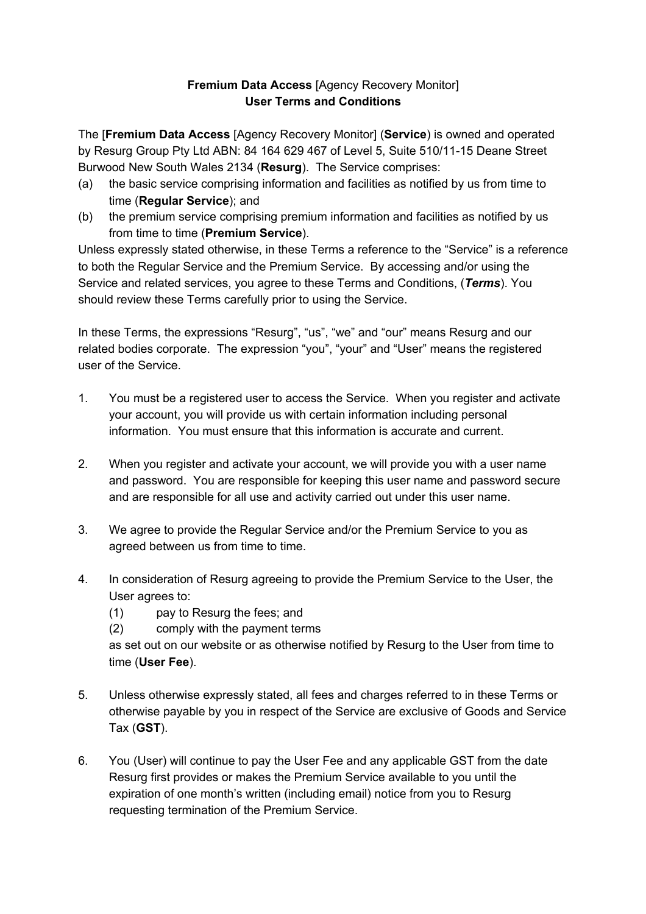**Fremium Data Access** [Agency Recovery Monitor]
**User Terms and Conditions**

The [**Fremium Data Access** [Agency Recovery Monitor] (**Service**) is owned and operated by Resurg Group Pty Ltd ABN: 84 164 629 467 of Level 5, Suite 510/11-15 Deane Street Burwood New South Wales 2134 (**Resurg**). The Service comprises:

(a) the basic service comprising information and facilities as notified by us from time to time (**Regular Service**); and

(b) the premium service comprising premium information and facilities as notified by us from time to time (**Premium Service**).

Unless expressly stated otherwise, in these Terms a reference to the “Service” is a reference to both the Regular Service and the Premium Service. By accessing and/or using the Service and related services, you agree to these Terms and Conditions, (***Terms***). You should review these Terms carefully prior to using the Service.

In these Terms, the expressions “Resurg”, “us”, “we” and “our” means Resurg and our related bodies corporate. The expression “you”, “your” and “User” means the registered user of the Service.

1. You must be a registered user to access the Service. When you register and activate your account, you will provide us with certain information including personal information. You must ensure that this information is accurate and current.

2. When you register and activate your account, we will provide you with a user name and password. You are responsible for keeping this user name and password secure and are responsible for all use and activity carried out under this user name.

3. We agree to provide the Regular Service and/or the Premium Service to you as agreed between us from time to time.

4. In consideration of Resurg agreeing to provide the Premium Service to the User, the User agrees to:

   (1) pay to Resurg the fees; and

   (2) comply with the payment terms

   as set out on our website or as otherwise notified by Resurg to the User from time to time (**User Fee**).

5. Unless otherwise expressly stated, all fees and charges referred to in these Terms or otherwise payable by you in respect of the Service are exclusive of Goods and Service Tax (**GST**).

6. You (User) will continue to pay the User Fee and any applicable GST from the date Resurg first provides or makes the Premium Service available to you until the expiration of one month’s written (including email) notice from you to Resurg requesting termination of the Premium Service.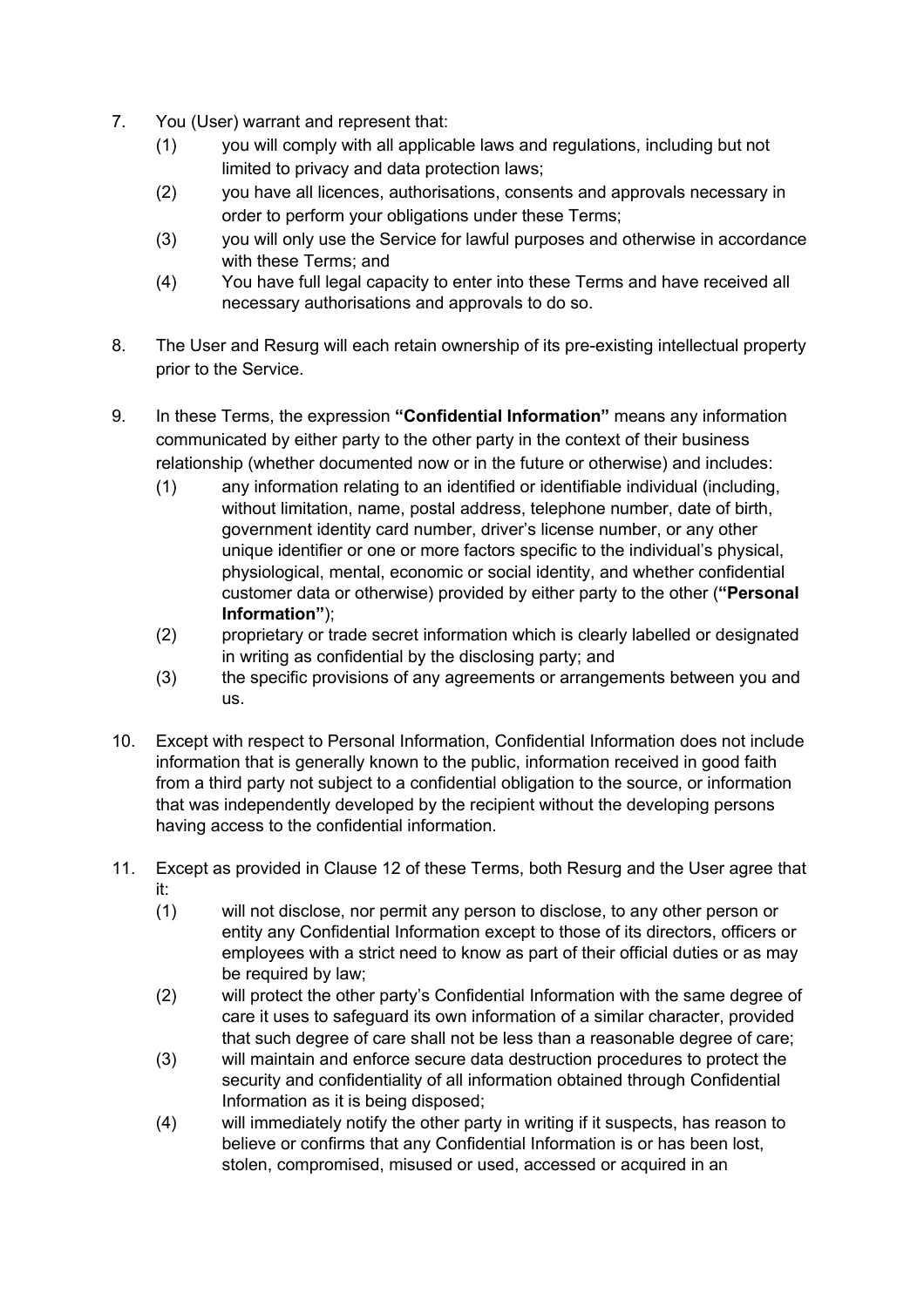7. You (User) warrant and represent that:
   (1) you will comply with all applicable laws and regulations, including but not limited to privacy and data protection laws;
   (2) you have all licences, authorisations, consents and approvals necessary in order to perform your obligations under these Terms;
   (3) you will only use the Service for lawful purposes and otherwise in accordance with these Terms; and
   (4) You have full legal capacity to enter into these Terms and have received all necessary authorisations and approvals to do so.

8. The User and Resurg will each retain ownership of its pre-existing intellectual property prior to the Service.

9. In these Terms, the expression **"Confidential Information"** means any information communicated by either party to the other party in the context of their business relationship (whether documented now or in the future or otherwise) and includes:
   (1) any information relating to an identified or identifiable individual (including, without limitation, name, postal address, telephone number, date of birth, government identity card number, driver's license number, or any other unique identifier or one or more factors specific to the individual's physical, physiological, mental, economic or social identity, and whether confidential customer data or otherwise) provided by either party to the other (**"Personal Information"**);
   (2) proprietary or trade secret information which is clearly labelled or designated in writing as confidential by the disclosing party; and
   (3) the specific provisions of any agreements or arrangements between you and us.

10. Except with respect to Personal Information, Confidential Information does not include information that is generally known to the public, information received in good faith from a third party not subject to a confidential obligation to the source, or information that was independently developed by the recipient without the developing persons having access to the confidential information.

11. Except as provided in Clause 12 of these Terms, both Resurg and the User agree that it:
   (1) will not disclose, nor permit any person to disclose, to any other person or entity any Confidential Information except to those of its directors, officers or employees with a strict need to know as part of their official duties or as may be required by law;
   (2) will protect the other party's Confidential Information with the same degree of care it uses to safeguard its own information of a similar character, provided that such degree of care shall not be less than a reasonable degree of care;
   (3) will maintain and enforce secure data destruction procedures to protect the security and confidentiality of all information obtained through Confidential Information as it is being disposed;
   (4) will immediately notify the other party in writing if it suspects, has reason to believe or confirms that any Confidential Information is or has been lost, stolen, compromised, misused or used, accessed or acquired in an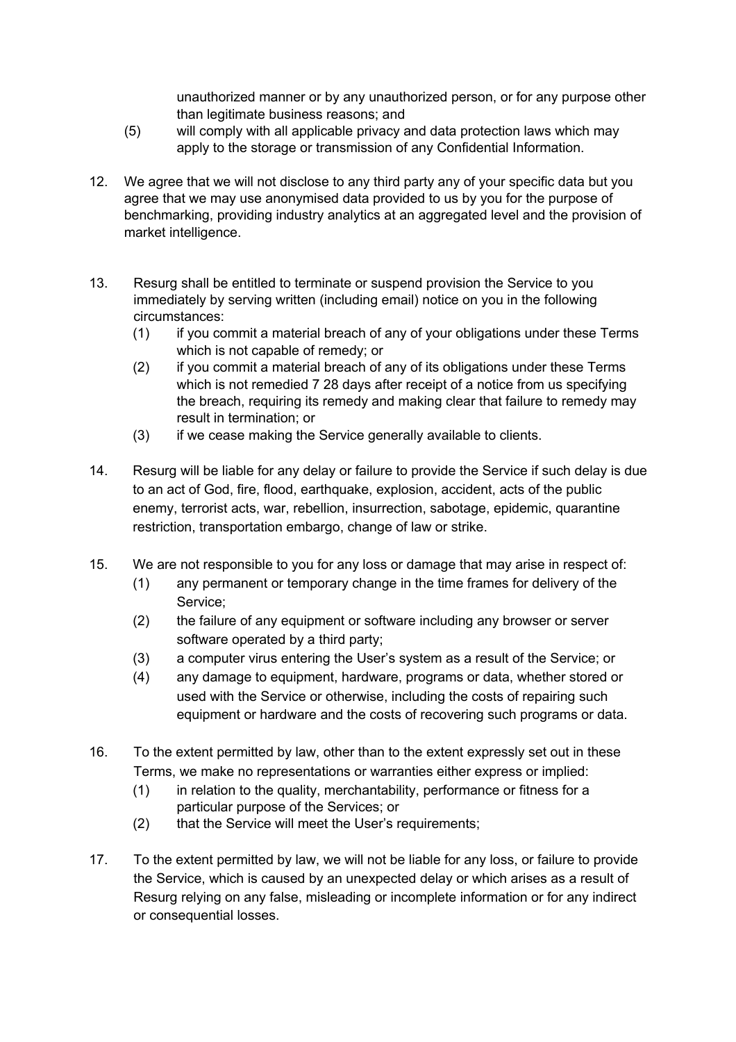unauthorized manner or by any unauthorized person, or for any purpose other than legitimate business reasons; and

(5) will comply with all applicable privacy and data protection laws which may apply to the storage or transmission of any Confidential Information.

12. We agree that we will not disclose to any third party any of your specific data but you agree that we may use anonymised data provided to us by you for the purpose of benchmarking, providing industry analytics at an aggregated level and the provision of market intelligence.

13. Resurg shall be entitled to terminate or suspend provision the Service to you immediately by serving written (including email) notice on you in the following circumstances:
    (1) if you commit a material breach of any of your obligations under these Terms which is not capable of remedy; or
    (2) if you commit a material breach of any of its obligations under these Terms which is not remedied 7 28 days after receipt of a notice from us specifying the breach, requiring its remedy and making clear that failure to remedy may result in termination; or
    (3) if we cease making the Service generally available to clients.

14. Resurg will be liable for any delay or failure to provide the Service if such delay is due to an act of God, fire, flood, earthquake, explosion, accident, acts of the public enemy, terrorist acts, war, rebellion, insurrection, sabotage, epidemic, quarantine restriction, transportation embargo, change of law or strike.

15. We are not responsible to you for any loss or damage that may arise in respect of:
    (1) any permanent or temporary change in the time frames for delivery of the Service;
    (2) the failure of any equipment or software including any browser or server software operated by a third party;
    (3) a computer virus entering the User's system as a result of the Service; or
    (4) any damage to equipment, hardware, programs or data, whether stored or used with the Service or otherwise, including the costs of repairing such equipment or hardware and the costs of recovering such programs or data.

16. To the extent permitted by law, other than to the extent expressly set out in these Terms, we make no representations or warranties either express or implied:
    (1) in relation to the quality, merchantability, performance or fitness for a particular purpose of the Services; or
    (2) that the Service will meet the User's requirements;

17. To the extent permitted by law, we will not be liable for any loss, or failure to provide the Service, which is caused by an unexpected delay or which arises as a result of Resurg relying on any false, misleading or incomplete information or for any indirect or consequential losses.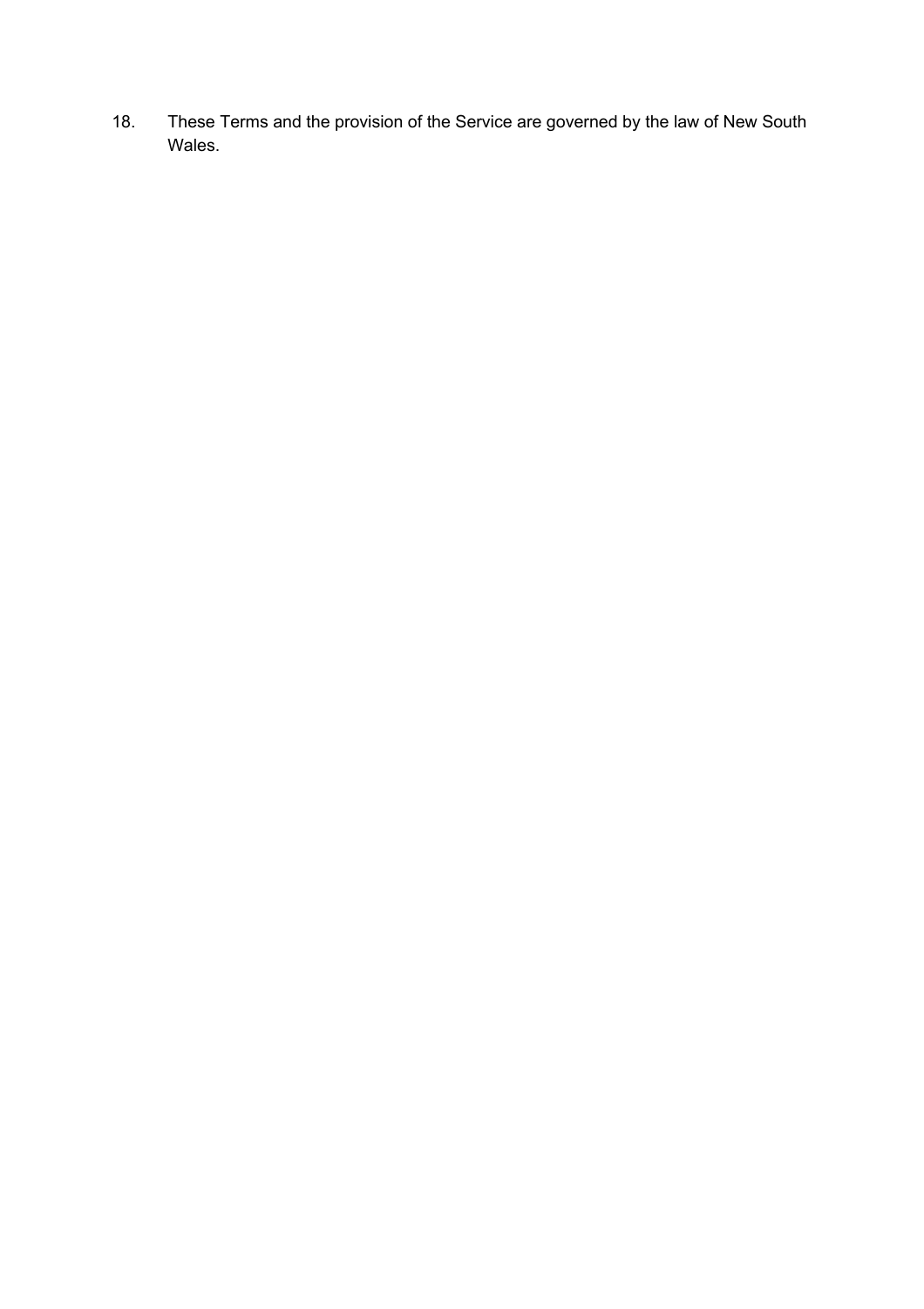18. These Terms and the provision of the Service are governed by the law of New South Wales.